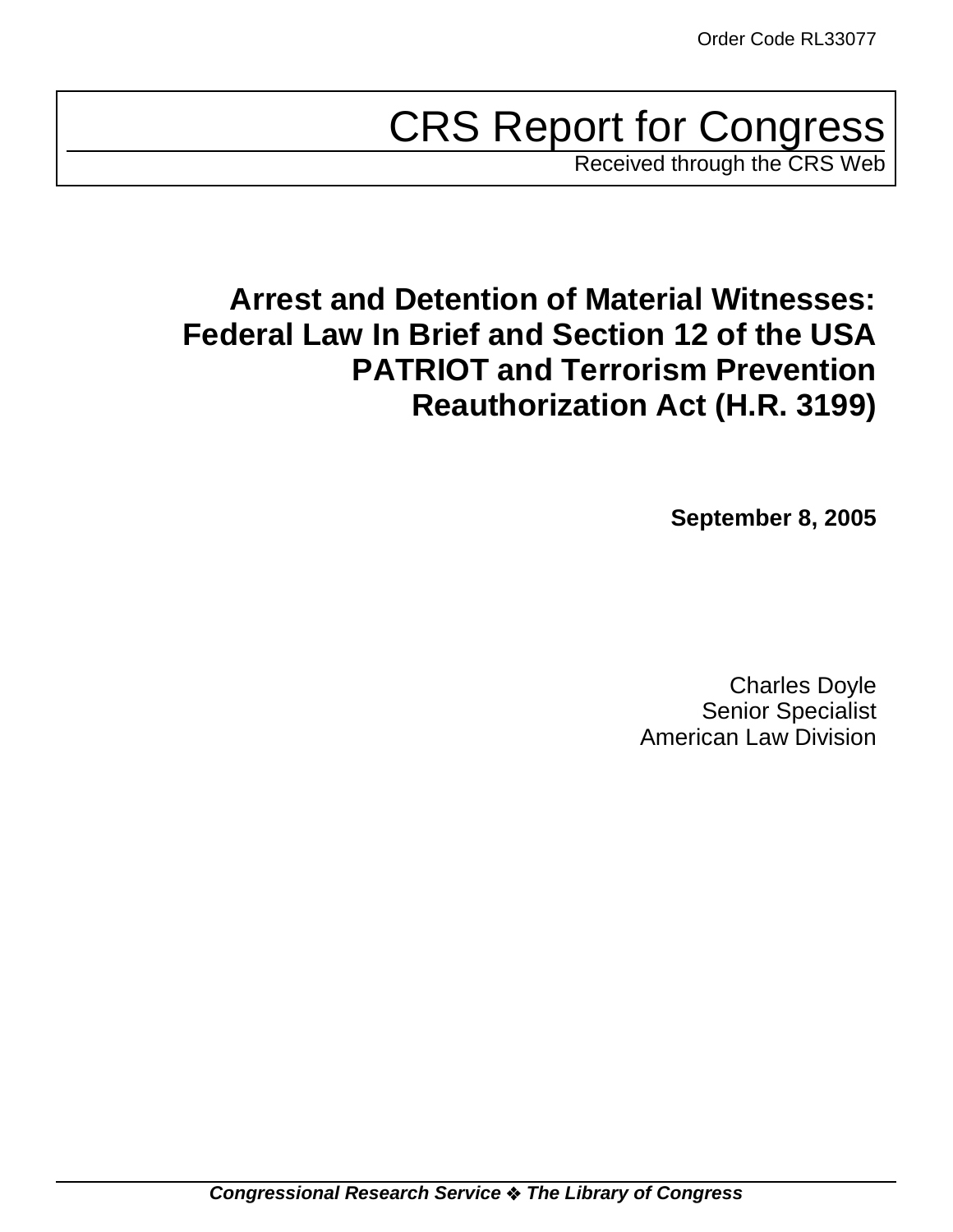Order Code RL33077

# CRS Report for Congress

Received through the CRS Web

## Arrest and Detention of Material Witnesses: Federal Law In Brief and Section 12 of the USA PATRIOT and Terrorism Prevention Reauthorization Act (H.R. 3199)

**September 8, 2005**

Charles Doyle
Senior Specialist
American Law Division

***Congressional Research Service ❖ The Library of Congress***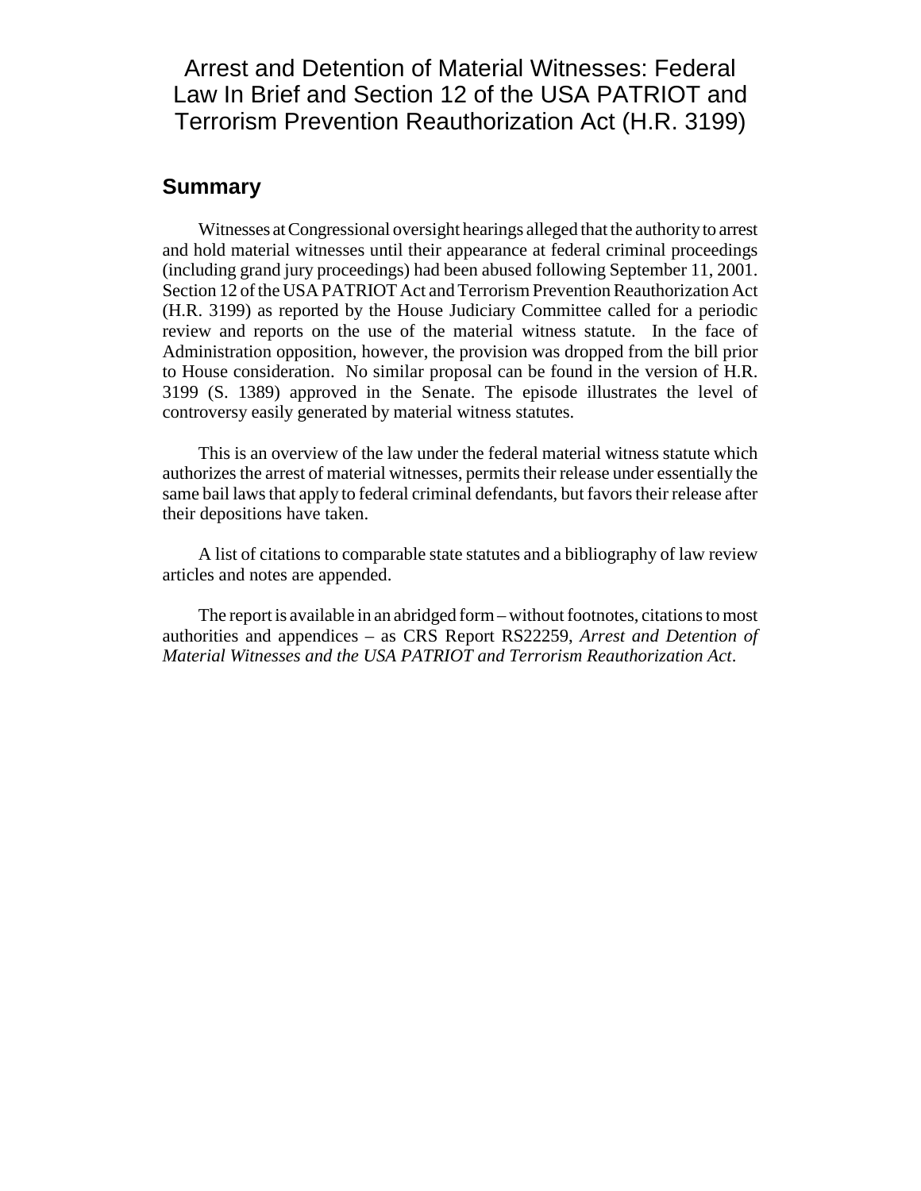# Arrest and Detention of Material Witnesses: Federal Law In Brief and Section 12 of the USA PATRIOT and Terrorism Prevention Reauthorization Act (H.R. 3199)

## Summary

Witnesses at Congressional oversight hearings alleged that the authority to arrest and hold material witnesses until their appearance at federal criminal proceedings (including grand jury proceedings) had been abused following September 11, 2001. Section 12 of the USA PATRIOT Act and Terrorism Prevention Reauthorization Act (H.R. 3199) as reported by the House Judiciary Committee called for a periodic review and reports on the use of the material witness statute. In the face of Administration opposition, however, the provision was dropped from the bill prior to House consideration. No similar proposal can be found in the version of H.R. 3199 (S. 1389) approved in the Senate. The episode illustrates the level of controversy easily generated by material witness statutes.

This is an overview of the law under the federal material witness statute which authorizes the arrest of material witnesses, permits their release under essentially the same bail laws that apply to federal criminal defendants, but favors their release after their depositions have taken.

A list of citations to comparable state statutes and a bibliography of law review articles and notes are appended.

The report is available in an abridged form – without footnotes, citations to most authorities and appendices – as CRS Report RS22259, *Arrest and Detention of Material Witnesses and the USA PATRIOT and Terrorism Reauthorization Act*.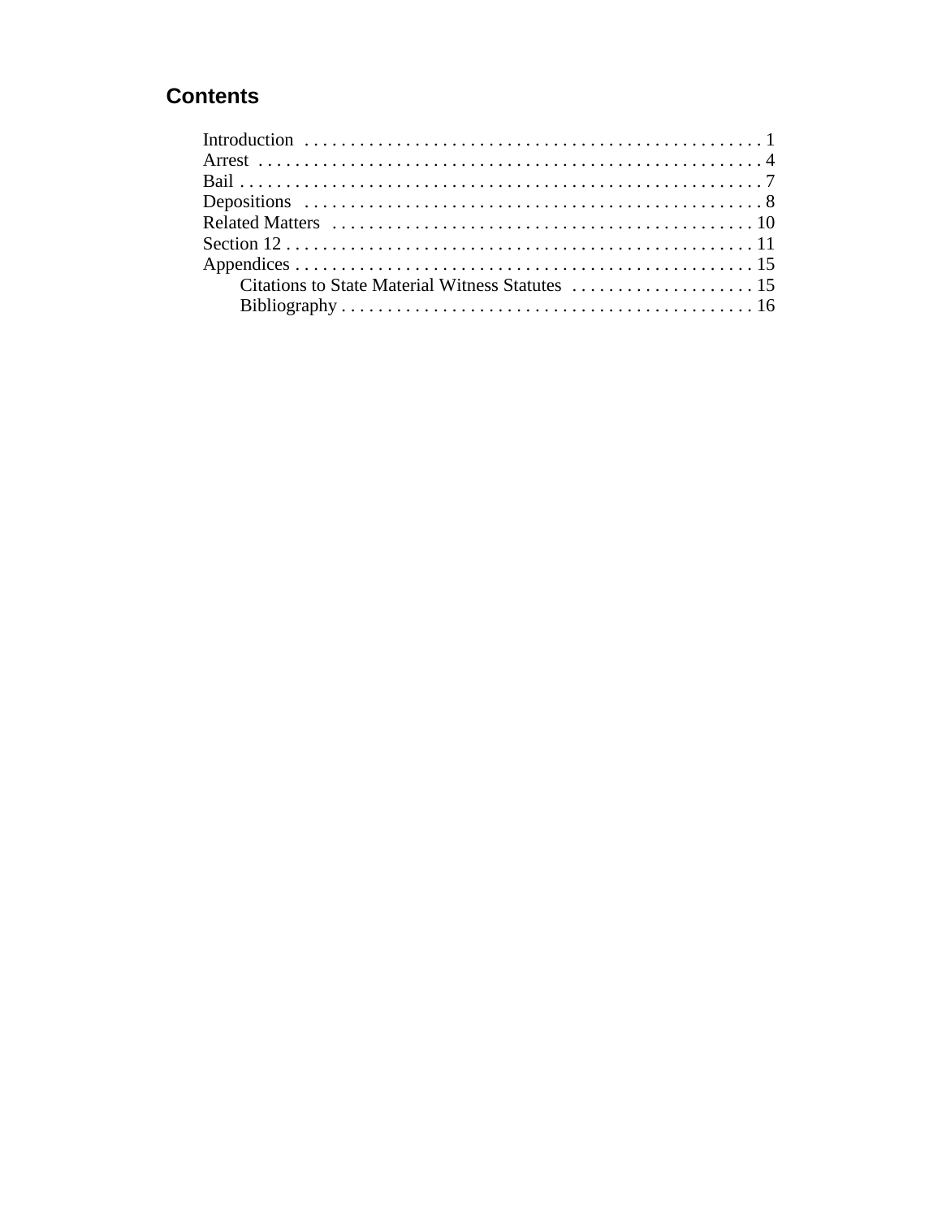## Contents

- Introduction . . . . . . . . . . . . . . . . . . . . . . . . . . . . . . . . . . . . . . . . . . . . . . . . . . 1
- Arrest . . . . . . . . . . . . . . . . . . . . . . . . . . . . . . . . . . . . . . . . . . . . . . . . . . . . . 4
- Bail . . . . . . . . . . . . . . . . . . . . . . . . . . . . . . . . . . . . . . . . . . . . . . . . . . . . . . . 7
- Depositions . . . . . . . . . . . . . . . . . . . . . . . . . . . . . . . . . . . . . . . . . . . . . . . . . . 8
- Related Matters . . . . . . . . . . . . . . . . . . . . . . . . . . . . . . . . . . . . . . . . . . . . . . 10
- Section 12 . . . . . . . . . . . . . . . . . . . . . . . . . . . . . . . . . . . . . . . . . . . . . . . . . . 11
- Appendices . . . . . . . . . . . . . . . . . . . . . . . . . . . . . . . . . . . . . . . . . . . . . . . . . 15
  - Citations to State Material Witness Statutes . . . . . . . . . . . . . . . . . . . . 15
  - Bibliography . . . . . . . . . . . . . . . . . . . . . . . . . . . . . . . . . . . . . . . . . . . . . 16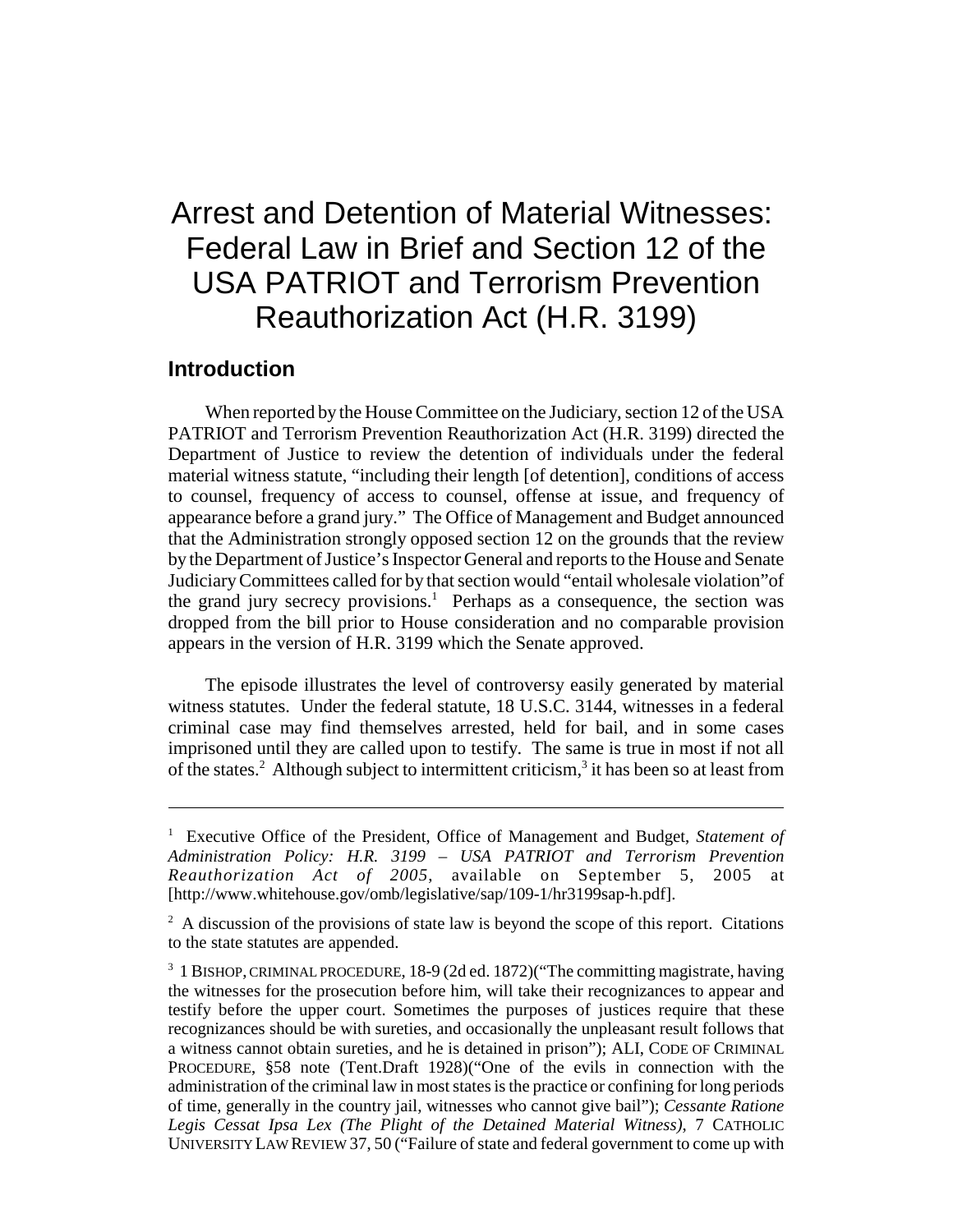# Arrest and Detention of Material Witnesses: Federal Law in Brief and Section 12 of the USA PATRIOT and Terrorism Prevention Reauthorization Act (H.R. 3199)

## Introduction

When reported by the House Committee on the Judiciary, section 12 of the USA PATRIOT and Terrorism Prevention Reauthorization Act (H.R. 3199) directed the Department of Justice to review the detention of individuals under the federal material witness statute, "including their length [of detention], conditions of access to counsel, frequency of access to counsel, offense at issue, and frequency of appearance before a grand jury." The Office of Management and Budget announced that the Administration strongly opposed section 12 on the grounds that the review by the Department of Justice's Inspector General and reports to the House and Senate Judiciary Committees called for by that section would "entail wholesale violation"of the grand jury secrecy provisions.[1] Perhaps as a consequence, the section was dropped from the bill prior to House consideration and no comparable provision appears in the version of H.R. 3199 which the Senate approved.

The episode illustrates the level of controversy easily generated by material witness statutes. Under the federal statute, 18 U.S.C. 3144, witnesses in a federal criminal case may find themselves arrested, held for bail, and in some cases imprisoned until they are called upon to testify. The same is true in most if not all of the states.[2] Although subject to intermittent criticism,[3] it has been so at least from

---

[1] Executive Office of the President, Office of Management and Budget, *Statement of Administration Policy: H.R. 3199 – USA PATRIOT and Terrorism Prevention Reauthorization Act of 2005*, available on September 5, 2005 at [http://www.whitehouse.gov/omb/legislative/sap/109-1/hr3199sap-h.pdf].

[2] A discussion of the provisions of state law is beyond the scope of this report. Citations to the state statutes are appended.

[3] 1 BISHOP, CRIMINAL PROCEDURE, 18-9 (2d ed. 1872)("The committing magistrate, having the witnesses for the prosecution before him, will take their recognizances to appear and testify before the upper court. Sometimes the purposes of justices require that these recognizances should be with sureties, and occasionally the unpleasant result follows that a witness cannot obtain sureties, and he is detained in prison"); ALI, CODE OF CRIMINAL PROCEDURE, §58 note (Tent.Draft 1928)("One of the evils in connection with the administration of the criminal law in most states is the practice or confining for long periods of time, generally in the country jail, witnesses who cannot give bail"); *Cessante Ratione Legis Cessat Ipsa Lex (The Plight of the Detained Material Witness)*, 7 CATHOLIC UNIVERSITY LAW REVIEW 37, 50 ("Failure of state and federal government to come up with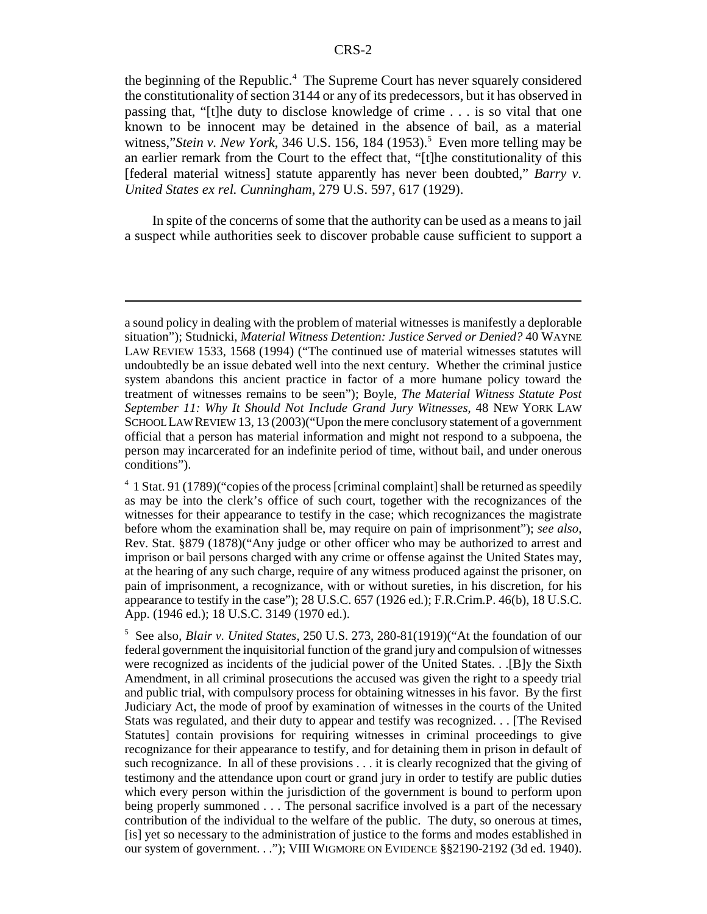the beginning of the Republic.[4] The Supreme Court has never squarely considered the constitutionality of section 3144 or any of its predecessors, but it has observed in passing that, "[t]he duty to disclose knowledge of crime . . . is so vital that one known to be innocent may be detained in the absence of bail, as a material witness,"*Stein v. New York*, 346 U.S. 156, 184 (1953).[5] Even more telling may be an earlier remark from the Court to the effect that, "[t]he constitutionality of this [federal material witness] statute apparently has never been doubted," *Barry v. United States ex rel. Cunningham*, 279 U.S. 597, 617 (1929).

In spite of the concerns of some that the authority can be used as a means to jail a suspect while authorities seek to discover probable cause sufficient to support a

---

a sound policy in dealing with the problem of material witnesses is manifestly a deplorable situation"); Studnicki, *Material Witness Detention: Justice Served or Denied?* 40 WAYNE LAW REVIEW 1533, 1568 (1994) ("The continued use of material witnesses statutes will undoubtedly be an issue debated well into the next century. Whether the criminal justice system abandons this ancient practice in factor of a more humane policy toward the treatment of witnesses remains to be seen"); Boyle, *The Material Witness Statute Post September 11: Why It Should Not Include Grand Jury Witnesses*, 48 NEW YORK LAW SCHOOL LAW REVIEW 13, 13 (2003)("Upon the mere conclusory statement of a government official that a person has material information and might not respond to a subpoena, the person may incarcerated for an indefinite period of time, without bail, and under onerous conditions").

[4] 1 Stat. 91 (1789)("copies of the process [criminal complaint] shall be returned as speedily as may be into the clerk's office of such court, together with the recognizances of the witnesses for their appearance to testify in the case; which recognizances the magistrate before whom the examination shall be, may require on pain of imprisonment"); *see also*, Rev. Stat. §879 (1878)("Any judge or other officer who may be authorized to arrest and imprison or bail persons charged with any crime or offense against the United States may, at the hearing of any such charge, require of any witness produced against the prisoner, on pain of imprisonment, a recognizance, with or without sureties, in his discretion, for his appearance to testify in the case"); 28 U.S.C. 657 (1926 ed.); F.R.Crim.P. 46(b), 18 U.S.C. App. (1946 ed.); 18 U.S.C. 3149 (1970 ed.).

[5] See also, *Blair v. United States*, 250 U.S. 273, 280-81(1919)("At the foundation of our federal government the inquisitorial function of the grand jury and compulsion of witnesses were recognized as incidents of the judicial power of the United States. . .[B]y the Sixth Amendment, in all criminal prosecutions the accused was given the right to a speedy trial and public trial, with compulsory process for obtaining witnesses in his favor. By the first Judiciary Act, the mode of proof by examination of witnesses in the courts of the United Stats was regulated, and their duty to appear and testify was recognized. . . [The Revised Statutes] contain provisions for requiring witnesses in criminal proceedings to give recognizance for their appearance to testify, and for detaining them in prison in default of such recognizance. In all of these provisions . . . it is clearly recognized that the giving of testimony and the attendance upon court or grand jury in order to testify are public duties which every person within the jurisdiction of the government is bound to perform upon being properly summoned . . . The personal sacrifice involved is a part of the necessary contribution of the individual to the welfare of the public. The duty, so onerous at times, [is] yet so necessary to the administration of justice to the forms and modes established in our system of government. . ."); VIII WIGMORE ON EVIDENCE §§2190-2192 (3d ed. 1940).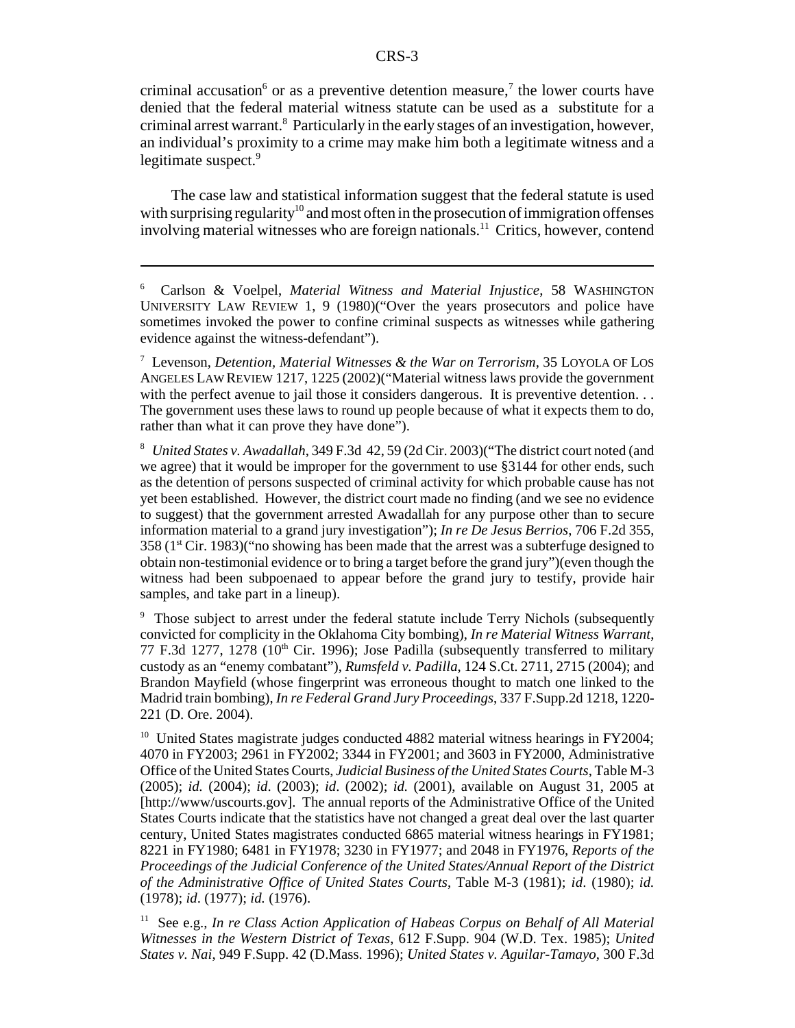criminal accusation[6] or as a preventive detention measure,[7] the lower courts have denied that the federal material witness statute can be used as a substitute for a criminal arrest warrant.[8] Particularly in the early stages of an investigation, however, an individual's proximity to a crime may make him both a legitimate witness and a legitimate suspect.[9]

The case law and statistical information suggest that the federal statute is used with surprising regularity[10] and most often in the prosecution of immigration offenses involving material witnesses who are foreign nationals.[11] Critics, however, contend

---

[6] Carlson & Voelpel, *Material Witness and Material Injustice*, 58 WASHINGTON UNIVERSITY LAW REVIEW 1, 9 (1980)("Over the years prosecutors and police have sometimes invoked the power to confine criminal suspects as witnesses while gathering evidence against the witness-defendant").

[7] Levenson, *Detention, Material Witnesses & the War on Terrorism*, 35 LOYOLA OF LOS ANGELES LAW REVIEW 1217, 1225 (2002)("Material witness laws provide the government with the perfect avenue to jail those it considers dangerous. It is preventive detention. . . The government uses these laws to round up people because of what it expects them to do, rather than what it can prove they have done").

[8] *United States v. Awadallah*, 349 F.3d 42, 59 (2d Cir. 2003)("The district court noted (and we agree) that it would be improper for the government to use §3144 for other ends, such as the detention of persons suspected of criminal activity for which probable cause has not yet been established. However, the district court made no finding (and we see no evidence to suggest) that the government arrested Awadallah for any purpose other than to secure information material to a grand jury investigation"); *In re De Jesus Berrios*, 706 F.2d 355, 358 (1st Cir. 1983)("no showing has been made that the arrest was a subterfuge designed to obtain non-testimonial evidence or to bring a target before the grand jury")(even though the witness had been subpoenaed to appear before the grand jury to testify, provide hair samples, and take part in a lineup).

[9] Those subject to arrest under the federal statute include Terry Nichols (subsequently convicted for complicity in the Oklahoma City bombing), *In re Material Witness Warrant*, 77 F.3d 1277, 1278 (10th Cir. 1996); Jose Padilla (subsequently transferred to military custody as an "enemy combatant"), *Rumsfeld v. Padilla*, 124 S.Ct. 2711, 2715 (2004); and Brandon Mayfield (whose fingerprint was erroneous thought to match one linked to the Madrid train bombing), *In re Federal Grand Jury Proceedings*, 337 F.Supp.2d 1218, 1220-221 (D. Ore. 2004).

[10] United States magistrate judges conducted 4882 material witness hearings in FY2004; 4070 in FY2003; 2961 in FY2002; 3344 in FY2001; and 3603 in FY2000, Administrative Office of the United States Courts, *Judicial Business of the United States Courts*, Table M-3 (2005); *id.* (2004); *id*. (2003); *id*. (2002); *id.* (2001), available on August 31, 2005 at [http://www/uscourts.gov]. The annual reports of the Administrative Office of the United States Courts indicate that the statistics have not changed a great deal over the last quarter century, United States magistrates conducted 6865 material witness hearings in FY1981; 8221 in FY1980; 6481 in FY1978; 3230 in FY1977; and 2048 in FY1976, *Reports of the Proceedings of the Judicial Conference of the United States/Annual Report of the District of the Administrative Office of United States Courts*, Table M-3 (1981); *id*. (1980); *id.* (1978); *id*. (1977); *id.* (1976).

[11] See e.g., *In re Class Action Application of Habeas Corpus on Behalf of All Material Witnesses in the Western District of Texas*, 612 F.Supp. 904 (W.D. Tex. 1985); *United States v. Nai*, 949 F.Supp. 42 (D.Mass. 1996); *United States v. Aguilar-Tamayo*, 300 F.3d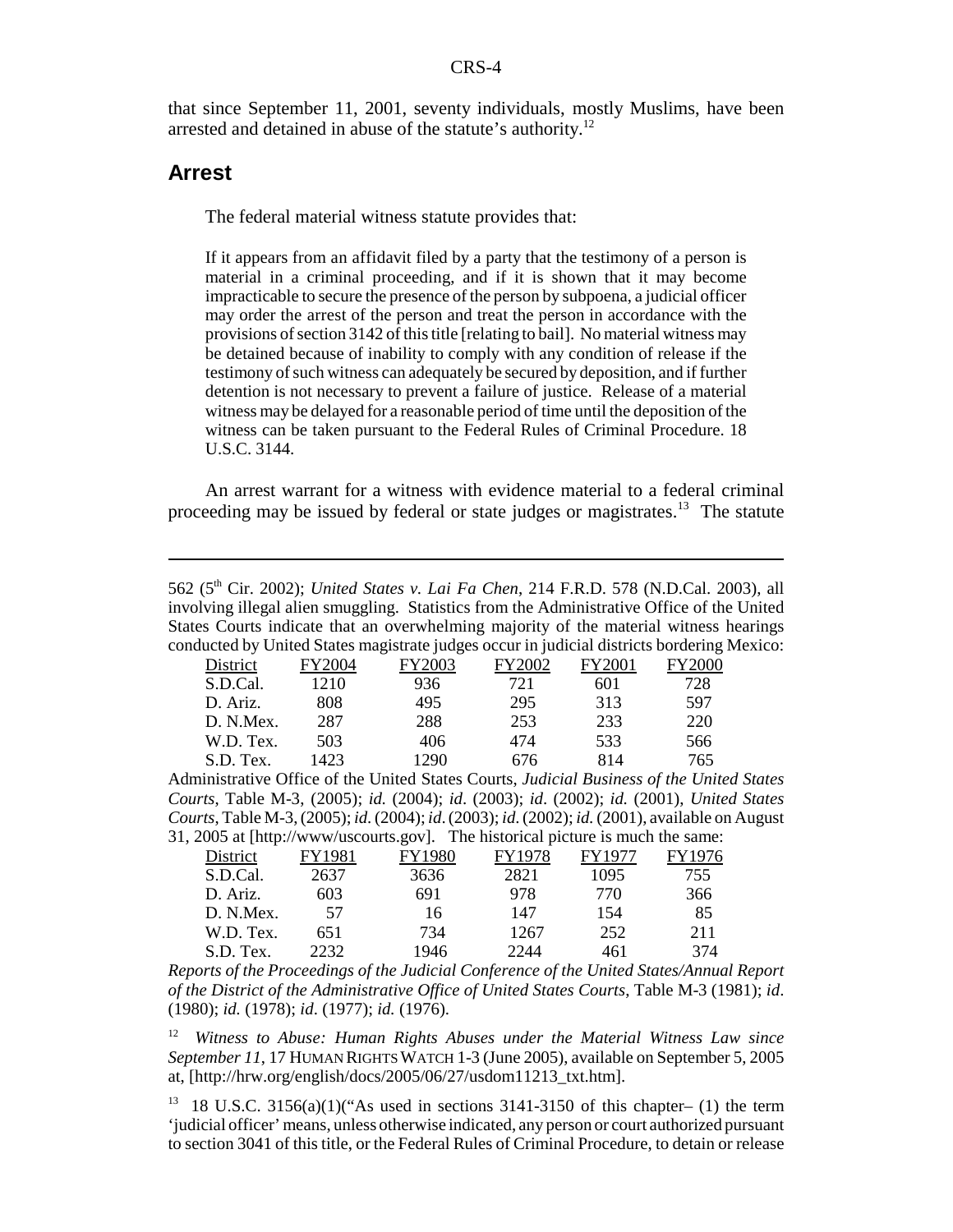that since September 11, 2001, seventy individuals, mostly Muslims, have been arrested and detained in abuse of the statute's authority.[12]

## Arrest

The federal material witness statute provides that:

> If it appears from an affidavit filed by a party that the testimony of a person is material in a criminal proceeding, and if it is shown that it may become impracticable to secure the presence of the person by subpoena, a judicial officer may order the arrest of the person and treat the person in accordance with the provisions of section 3142 of this title [relating to bail]. No material witness may be detained because of inability to comply with any condition of release if the testimony of such witness can adequately be secured by deposition, and if further detention is not necessary to prevent a failure of justice. Release of a material witness may be delayed for a reasonable period of time until the deposition of the witness can be taken pursuant to the Federal Rules of Criminal Procedure. 18 U.S.C. 3144.

An arrest warrant for a witness with evidence material to a federal criminal proceeding may be issued by federal or state judges or magistrates.[13] The statute

---

562 (5th Cir. 2002); *United States v. Lai Fa Chen*, 214 F.R.D. 578 (N.D.Cal. 2003), all involving illegal alien smuggling. Statistics from the Administrative Office of the United States Courts indicate that an overwhelming majority of the material witness hearings conducted by United States magistrate judges occur in judicial districts bordering Mexico:

| District | FY2004 | FY2003 | FY2002 | FY2001 | FY2000 |
|---|---|---|---|---|---|
| S.D.Cal. | 1210 | 936 | 721 | 601 | 728 |
| D. Ariz. | 808 | 495 | 295 | 313 | 597 |
| D. N.Mex. | 287 | 288 | 253 | 233 | 220 |
| W.D. Tex. | 503 | 406 | 474 | 533 | 566 |
| S.D. Tex. | 1423 | 1290 | 676 | 814 | 765 |

Administrative Office of the United States Courts, *Judicial Business of the United States Courts*, Table M-3, (2005); *id.* (2004); *id*. (2003); *id*. (2002); *id.* (2001), *United States Courts*, Table M-3, (2005); *id.* (2004); *id*. (2003); *id*. (2002); *id.* (2001), available on August 31, 2005 at [http://www/uscourts.gov]. The historical picture is much the same:

| District | FY1981 | FY1980 | FY1978 | FY1977 | FY1976 |
|---|---|---|---|---|---|
| S.D.Cal. | 2637 | 3636 | 2821 | 1095 | 755 |
| D. Ariz. | 603 | 691 | 978 | 770 | 366 |
| D. N.Mex. | 57 | 16 | 147 | 154 | 85 |
| W.D. Tex. | 651 | 734 | 1267 | 252 | 211 |
| S.D. Tex. | 2232 | 1946 | 2244 | 461 | 374 |

*Reports of the Proceedings of the Judicial Conference of the United States/Annual Report of the District of the Administrative Office of United States Courts*, Table M-3 (1981); *id*. (1980); *id.* (1978); *id*. (1977); *id.* (1976).

[12] *Witness to Abuse: Human Rights Abuses under the Material Witness Law since September 11*, 17 HUMAN RIGHTS WATCH 1-3 (June 2005), available on September 5, 2005 at, [http://hrw.org/english/docs/2005/06/27/usdom11213_txt.htm].

[13] 18 U.S.C. 3156(a)(1)("As used in sections 3141-3150 of this chapter– (1) the term 'judicial officer' means, unless otherwise indicated, any person or court authorized pursuant to section 3041 of this title, or the Federal Rules of Criminal Procedure, to detain or release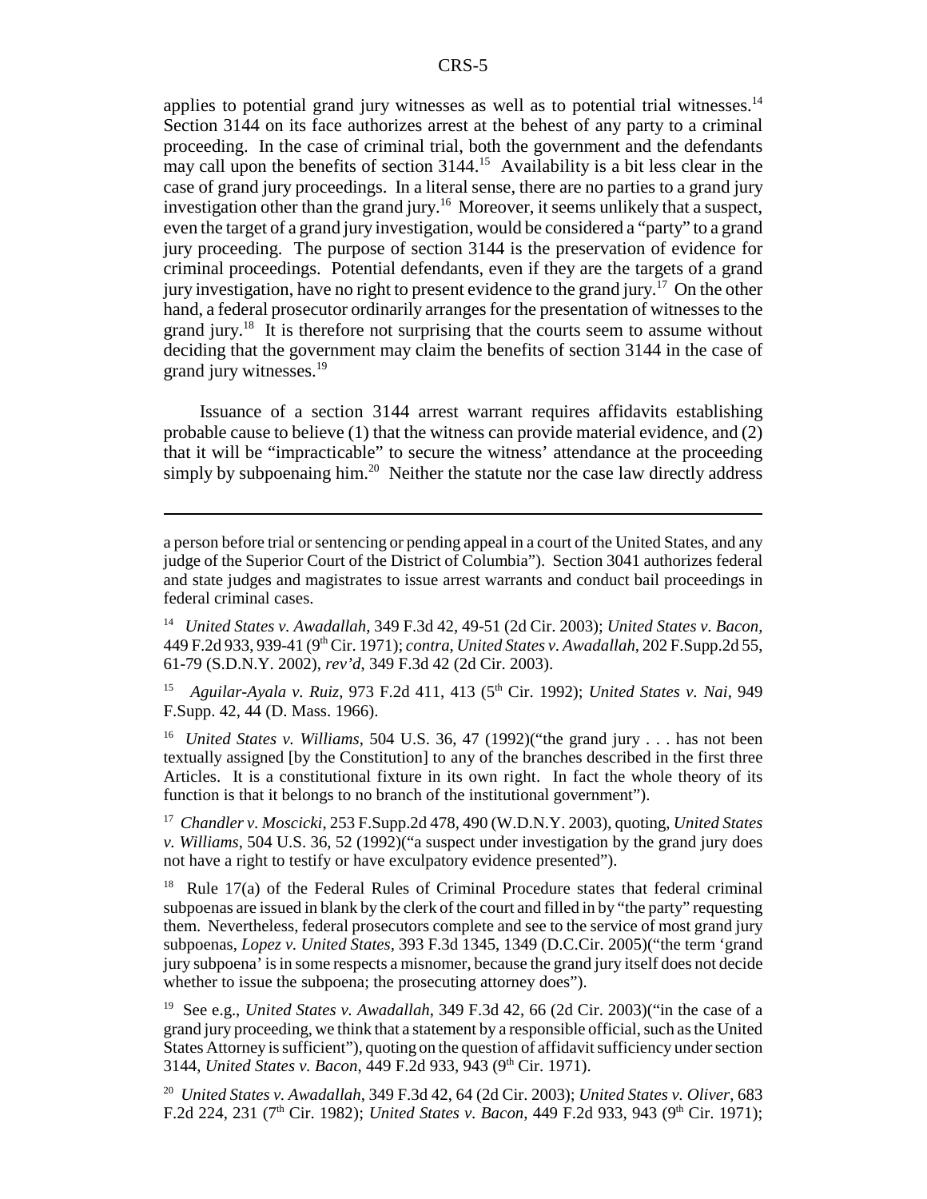applies to potential grand jury witnesses as well as to potential trial witnesses.[14] Section 3144 on its face authorizes arrest at the behest of any party to a criminal proceeding. In the case of criminal trial, both the government and the defendants may call upon the benefits of section 3144.[15] Availability is a bit less clear in the case of grand jury proceedings. In a literal sense, there are no parties to a grand jury investigation other than the grand jury.[16] Moreover, it seems unlikely that a suspect, even the target of a grand jury investigation, would be considered a "party" to a grand jury proceeding. The purpose of section 3144 is the preservation of evidence for criminal proceedings. Potential defendants, even if they are the targets of a grand jury investigation, have no right to present evidence to the grand jury.[17] On the other hand, a federal prosecutor ordinarily arranges for the presentation of witnesses to the grand jury.[18] It is therefore not surprising that the courts seem to assume without deciding that the government may claim the benefits of section 3144 in the case of grand jury witnesses.[19]

Issuance of a section 3144 arrest warrant requires affidavits establishing probable cause to believe (1) that the witness can provide material evidence, and (2) that it will be "impracticable" to secure the witness' attendance at the proceeding simply by subpoenaing him.[20] Neither the statute nor the case law directly address

---

a person before trial or sentencing or pending appeal in a court of the United States, and any judge of the Superior Court of the District of Columbia"). Section 3041 authorizes federal and state judges and magistrates to issue arrest warrants and conduct bail proceedings in federal criminal cases.

[14] *United States v. Awadallah*, 349 F.3d 42, 49-51 (2d Cir. 2003); *United States v. Bacon*, 449 F.2d 933, 939-41 (9th Cir. 1971); *contra*, *United States v. Awadallah*, 202 F.Supp.2d 55, 61-79 (S.D.N.Y. 2002), *rev'd*, 349 F.3d 42 (2d Cir. 2003).

[15] *Aguilar-Ayala v. Ruiz*, 973 F.2d 411, 413 (5th Cir. 1992); *United States v. Nai*, 949 F.Supp. 42, 44 (D. Mass. 1966).

[16] *United States v. Williams*, 504 U.S. 36, 47 (1992)("the grand jury . . . has not been textually assigned [by the Constitution] to any of the branches described in the first three Articles. It is a constitutional fixture in its own right. In fact the whole theory of its function is that it belongs to no branch of the institutional government").

[17] *Chandler v. Moscicki*, 253 F.Supp.2d 478, 490 (W.D.N.Y. 2003), quoting, *United States v. Williams*, 504 U.S. 36, 52 (1992)("a suspect under investigation by the grand jury does not have a right to testify or have exculpatory evidence presented").

[18] Rule 17(a) of the Federal Rules of Criminal Procedure states that federal criminal subpoenas are issued in blank by the clerk of the court and filled in by "the party" requesting them. Nevertheless, federal prosecutors complete and see to the service of most grand jury subpoenas, *Lopez v. United States*, 393 F.3d 1345, 1349 (D.C.Cir. 2005)("the term 'grand jury subpoena' is in some respects a misnomer, because the grand jury itself does not decide whether to issue the subpoena; the prosecuting attorney does").

[19] See e.g., *United States v. Awadallah*, 349 F.3d 42, 66 (2d Cir. 2003)("in the case of a grand jury proceeding, we think that a statement by a responsible official, such as the United States Attorney is sufficient"), quoting on the question of affidavit sufficiency under section 3144, *United States v. Bacon*, 449 F.2d 933, 943 (9th Cir. 1971).

[20] *United States v. Awadallah*, 349 F.3d 42, 64 (2d Cir. 2003); *United States v. Oliver*, 683 F.2d 224, 231 (7th Cir. 1982); *United States v. Bacon*, 449 F.2d 933, 943 (9th Cir. 1971);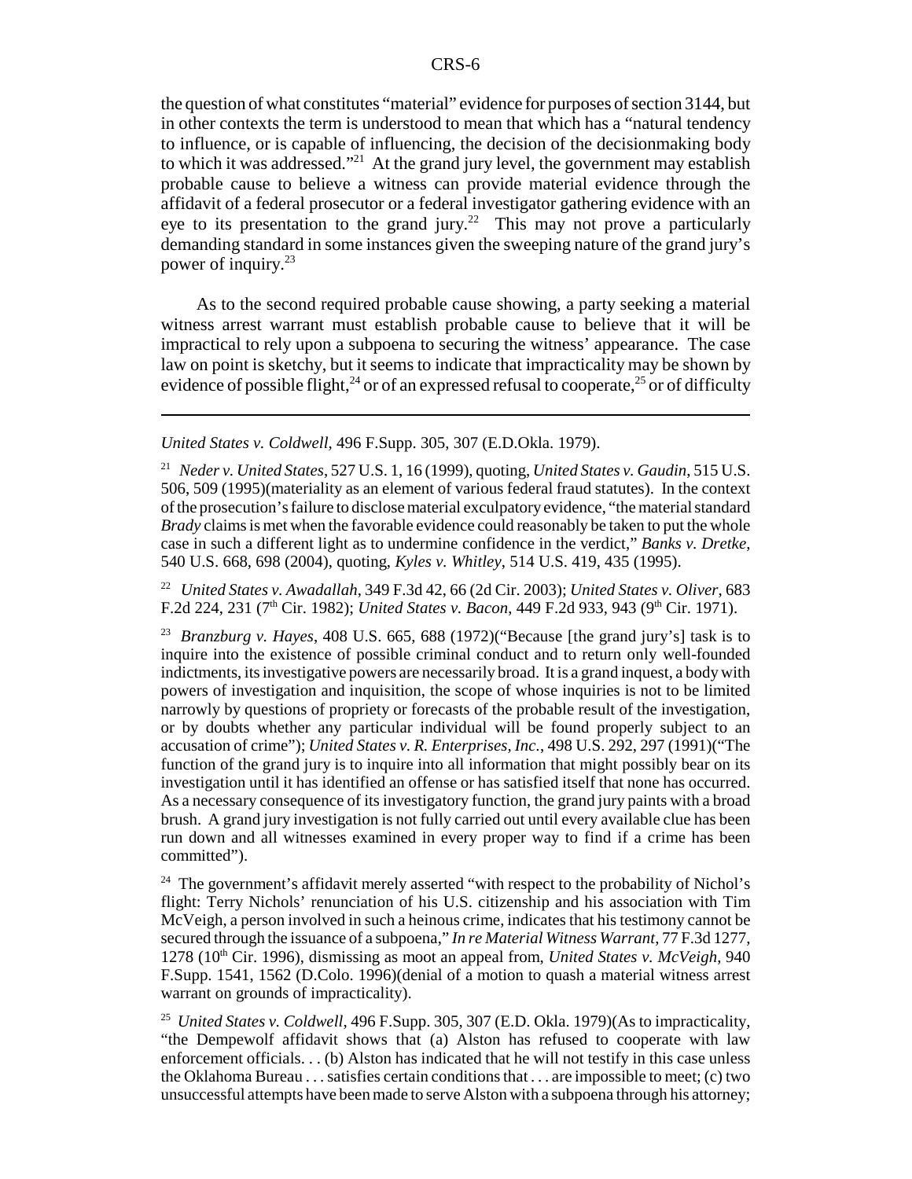the question of what constitutes "material" evidence for purposes of section 3144, but in other contexts the term is understood to mean that which has a "natural tendency to influence, or is capable of influencing, the decision of the decisionmaking body to which it was addressed."[21] At the grand jury level, the government may establish probable cause to believe a witness can provide material evidence through the affidavit of a federal prosecutor or a federal investigator gathering evidence with an eye to its presentation to the grand jury.[22] This may not prove a particularly demanding standard in some instances given the sweeping nature of the grand jury's power of inquiry.[23]

As to the second required probable cause showing, a party seeking a material witness arrest warrant must establish probable cause to believe that it will be impractical to rely upon a subpoena to securing the witness' appearance. The case law on point is sketchy, but it seems to indicate that impracticality may be shown by evidence of possible flight,[24] or of an expressed refusal to cooperate,[25] or of difficulty

---

*United States v. Coldwell*, 496 F.Supp. 305, 307 (E.D.Okla. 1979).

[21] *Neder v. United States*, 527 U.S. 1, 16 (1999), quoting, *United States v. Gaudin*, 515 U.S. 506, 509 (1995)(materiality as an element of various federal fraud statutes). In the context of the prosecution's failure to disclose material exculpatory evidence, "the material standard *Brady* claims is met when the favorable evidence could reasonably be taken to put the whole case in such a different light as to undermine confidence in the verdict," *Banks v. Dretke*, 540 U.S. 668, 698 (2004), quoting, *Kyles v. Whitley*, 514 U.S. 419, 435 (1995).

[22] *United States v. Awadallah*, 349 F.3d 42, 66 (2d Cir. 2003); *United States v. Oliver*, 683 F.2d 224, 231 (7th Cir. 1982); *United States v. Bacon*, 449 F.2d 933, 943 (9th Cir. 1971).

[23] *Branzburg v. Hayes*, 408 U.S. 665, 688 (1972)("Because [the grand jury's] task is to inquire into the existence of possible criminal conduct and to return only well-founded indictments, its investigative powers are necessarily broad. It is a grand inquest, a body with powers of investigation and inquisition, the scope of whose inquiries is not to be limited narrowly by questions of propriety or forecasts of the probable result of the investigation, or by doubts whether any particular individual will be found properly subject to an accusation of crime"); *United States v. R. Enterprises, Inc.*, 498 U.S. 292, 297 (1991)("The function of the grand jury is to inquire into all information that might possibly bear on its investigation until it has identified an offense or has satisfied itself that none has occurred. As a necessary consequence of its investigatory function, the grand jury paints with a broad brush. A grand jury investigation is not fully carried out until every available clue has been run down and all witnesses examined in every proper way to find if a crime has been committed").

[24] The government's affidavit merely asserted "with respect to the probability of Nichol's flight: Terry Nichols' renunciation of his U.S. citizenship and his association with Tim McVeigh, a person involved in such a heinous crime, indicates that his testimony cannot be secured through the issuance of a subpoena," *In re Material Witness Warrant*, 77 F.3d 1277, 1278 (10th Cir. 1996), dismissing as moot an appeal from, *United States v. McVeigh*, 940 F.Supp. 1541, 1562 (D.Colo. 1996)(denial of a motion to quash a material witness arrest warrant on grounds of impracticality).

[25] *United States v. Coldwell*, 496 F.Supp. 305, 307 (E.D. Okla. 1979)(As to impracticality, "the Dempewolf affidavit shows that (a) Alston has refused to cooperate with law enforcement officials. . . (b) Alston has indicated that he will not testify in this case unless the Oklahoma Bureau . . . satisfies certain conditions that . . . are impossible to meet; (c) two unsuccessful attempts have been made to serve Alston with a subpoena through his attorney;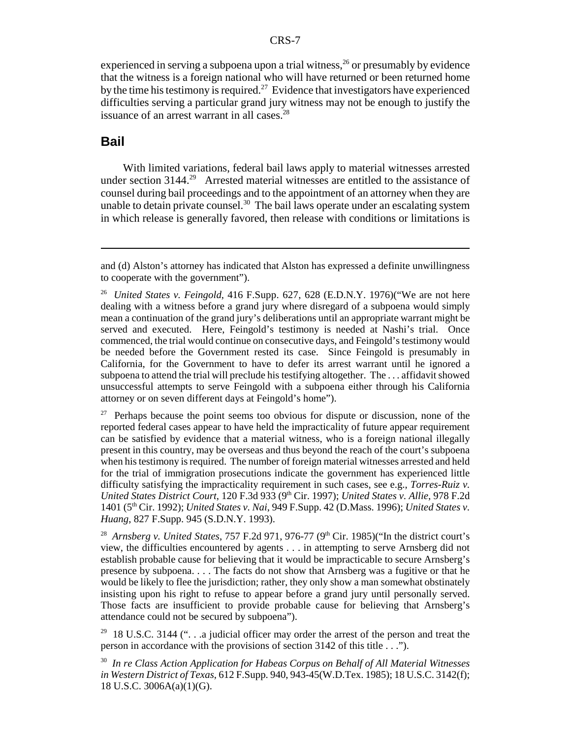experienced in serving a subpoena upon a trial witness,[26] or presumably by evidence that the witness is a foreign national who will have returned or been returned home by the time his testimony is required.[27] Evidence that investigators have experienced difficulties serving a particular grand jury witness may not be enough to justify the issuance of an arrest warrant in all cases.[28]

## Bail

With limited variations, federal bail laws apply to material witnesses arrested under section 3144.[29] Arrested material witnesses are entitled to the assistance of counsel during bail proceedings and to the appointment of an attorney when they are unable to detain private counsel.[30] The bail laws operate under an escalating system in which release is generally favored, then release with conditions or limitations is

---

and (d) Alston's attorney has indicated that Alston has expressed a definite unwillingness to cooperate with the government").

[26] *United States v. Feingold*, 416 F.Supp. 627, 628 (E.D.N.Y. 1976)("We are not here dealing with a witness before a grand jury where disregard of a subpoena would simply mean a continuation of the grand jury's deliberations until an appropriate warrant might be served and executed. Here, Feingold's testimony is needed at Nashi's trial. Once commenced, the trial would continue on consecutive days, and Feingold's testimony would be needed before the Government rested its case. Since Feingold is presumably in California, for the Government to have to defer its arrest warrant until he ignored a subpoena to attend the trial will preclude his testifying altogether. The . . . affidavit showed unsuccessful attempts to serve Feingold with a subpoena either through his California attorney or on seven different days at Feingold's home").

[27] Perhaps because the point seems too obvious for dispute or discussion, none of the reported federal cases appear to have held the impracticality of future appear requirement can be satisfied by evidence that a material witness, who is a foreign national illegally present in this country, may be overseas and thus beyond the reach of the court's subpoena when his testimony is required. The number of foreign material witnesses arrested and held for the trial of immigration prosecutions indicate the government has experienced little difficulty satisfying the impracticality requirement in such cases, see e.g., *Torres-Ruiz v. United States District Court*, 120 F.3d 933 (9th Cir. 1997); *United States v. Allie*, 978 F.2d 1401 (5th Cir. 1992); *United States v. Nai*, 949 F.Supp. 42 (D.Mass. 1996); *United States v. Huang*, 827 F.Supp. 945 (S.D.N.Y. 1993).

[28] *Arnsberg v. United States*, 757 F.2d 971, 976-77 (9th Cir. 1985)("In the district court's view, the difficulties encountered by agents . . . in attempting to serve Arnsberg did not establish probable cause for believing that it would be impracticable to secure Arnsberg's presence by subpoena. . . . The facts do not show that Arnsberg was a fugitive or that he would be likely to flee the jurisdiction; rather, they only show a man somewhat obstinately insisting upon his right to refuse to appear before a grand jury until personally served. Those facts are insufficient to provide probable cause for believing that Arnsberg's attendance could not be secured by subpoena").

[29] 18 U.S.C. 3144 (". . .a judicial officer may order the arrest of the person and treat the person in accordance with the provisions of section 3142 of this title . . .").

[30] *In re Class Action Application for Habeas Corpus on Behalf of All Material Witnesses in Western District of Texas*, 612 F.Supp. 940, 943-45(W.D.Tex. 1985); 18 U.S.C. 3142(f); 18 U.S.C. 3006A(a)(1)(G).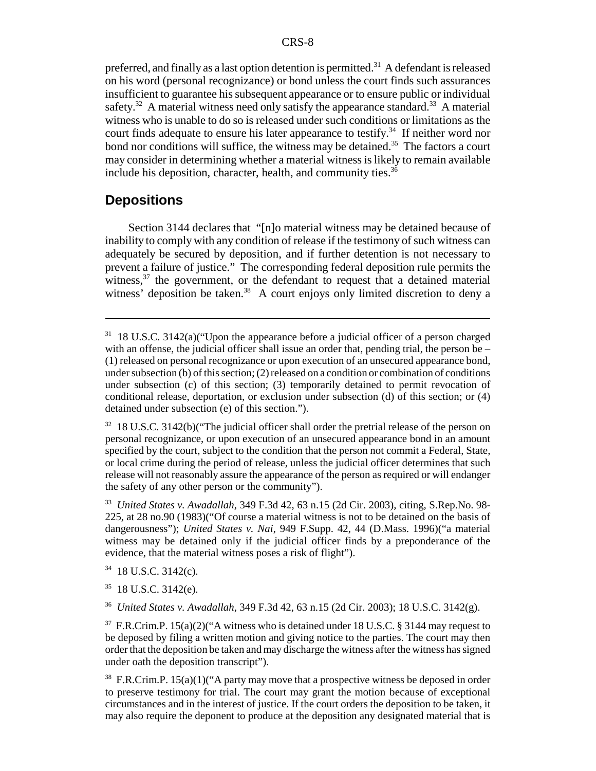preferred, and finally as a last option detention is permitted.[31] A defendant is released on his word (personal recognizance) or bond unless the court finds such assurances insufficient to guarantee his subsequent appearance or to ensure public or individual safety.[32] A material witness need only satisfy the appearance standard.[33] A material witness who is unable to do so is released under such conditions or limitations as the court finds adequate to ensure his later appearance to testify.[34] If neither word nor bond nor conditions will suffice, the witness may be detained.[35] The factors a court may consider in determining whether a material witness is likely to remain available include his deposition, character, health, and community ties.[36]

## Depositions

Section 3144 declares that "[n]o material witness may be detained because of inability to comply with any condition of release if the testimony of such witness can adequately be secured by deposition, and if further detention is not necessary to prevent a failure of justice." The corresponding federal deposition rule permits the witness,[37] the government, or the defendant to request that a detained material witness' deposition be taken.[38] A court enjoys only limited discretion to deny a

---

[31] 18 U.S.C. 3142(a)("Upon the appearance before a judicial officer of a person charged with an offense, the judicial officer shall issue an order that, pending trial, the person be – (1) released on personal recognizance or upon execution of an unsecured appearance bond, under subsection (b) of this section; (2) released on a condition or combination of conditions under subsection (c) of this section; (3) temporarily detained to permit revocation of conditional release, deportation, or exclusion under subsection (d) of this section; or (4) detained under subsection (e) of this section.").

[32] 18 U.S.C. 3142(b)("The judicial officer shall order the pretrial release of the person on personal recognizance, or upon execution of an unsecured appearance bond in an amount specified by the court, subject to the condition that the person not commit a Federal, State, or local crime during the period of release, unless the judicial officer determines that such release will not reasonably assure the appearance of the person as required or will endanger the safety of any other person or the community").

[33] *United States v. Awadallah*, 349 F.3d 42, 63 n.15 (2d Cir. 2003), citing, S.Rep.No. 98-225, at 28 no.90 (1983)("Of course a material witness is not to be detained on the basis of dangerousness"); *United States v. Nai*, 949 F.Supp. 42, 44 (D.Mass. 1996)("a material witness may be detained only if the judicial officer finds by a preponderance of the evidence, that the material witness poses a risk of flight").

[34] 18 U.S.C. 3142(c).

[35] 18 U.S.C. 3142(e).

[36] *United States v. Awadallah*, 349 F.3d 42, 63 n.15 (2d Cir. 2003); 18 U.S.C. 3142(g).

[37] F.R.Crim.P. 15(a)(2)("A witness who is detained under 18 U.S.C. § 3144 may request to be deposed by filing a written motion and giving notice to the parties. The court may then order that the deposition be taken and may discharge the witness after the witness has signed under oath the deposition transcript").

[38] F.R.Crim.P. 15(a)(1)("A party may move that a prospective witness be deposed in order to preserve testimony for trial. The court may grant the motion because of exceptional circumstances and in the interest of justice. If the court orders the deposition to be taken, it may also require the deponent to produce at the deposition any designated material that is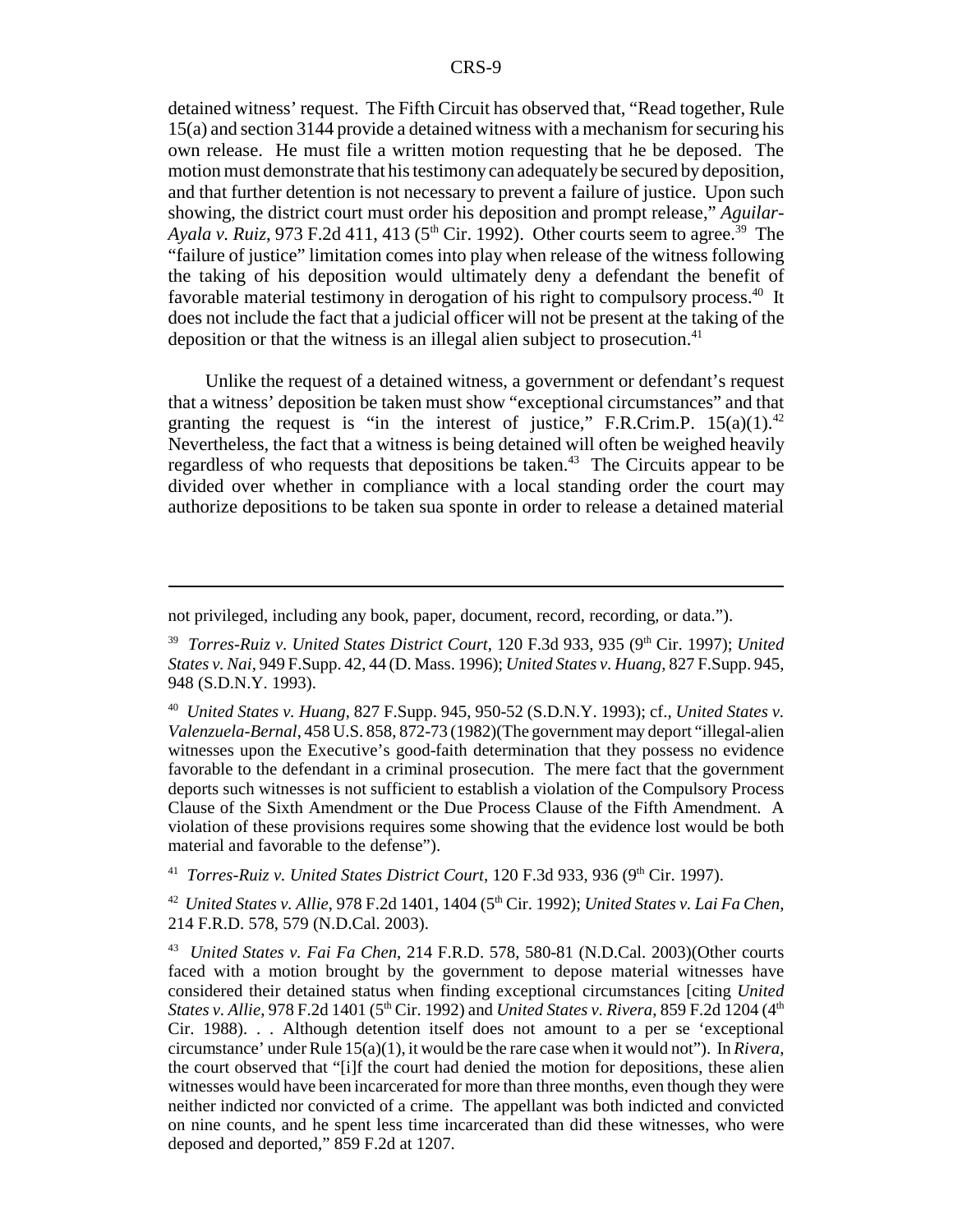detained witness' request. The Fifth Circuit has observed that, "Read together, Rule 15(a) and section 3144 provide a detained witness with a mechanism for securing his own release. He must file a written motion requesting that he be deposed. The motion must demonstrate that his testimony can adequately be secured by deposition, and that further detention is not necessary to prevent a failure of justice. Upon such showing, the district court must order his deposition and prompt release," *Aguilar-Ayala v. Ruiz*, 973 F.2d 411, 413 (5th Cir. 1992). Other courts seem to agree.[39] The "failure of justice" limitation comes into play when release of the witness following the taking of his deposition would ultimately deny a defendant the benefit of favorable material testimony in derogation of his right to compulsory process.[40] It does not include the fact that a judicial officer will not be present at the taking of the deposition or that the witness is an illegal alien subject to prosecution.[41]

Unlike the request of a detained witness, a government or defendant's request that a witness' deposition be taken must show "exceptional circumstances" and that granting the request is "in the interest of justice," F.R.Crim.P. 15(a)(1).[42] Nevertheless, the fact that a witness is being detained will often be weighed heavily regardless of who requests that depositions be taken.[43] The Circuits appear to be divided over whether in compliance with a local standing order the court may authorize depositions to be taken sua sponte in order to release a detained material

---

not privileged, including any book, paper, document, record, recording, or data.").

[39] *Torres-Ruiz v. United States District Court*, 120 F.3d 933, 935 (9th Cir. 1997); *United States v. Nai*, 949 F.Supp. 42, 44 (D. Mass. 1996); *United States v. Huang*, 827 F.Supp. 945, 948 (S.D.N.Y. 1993).

[40] *United States v. Huang*, 827 F.Supp. 945, 950-52 (S.D.N.Y. 1993); cf., *United States v. Valenzuela-Bernal*, 458 U.S. 858, 872-73 (1982)(The government may deport "illegal-alien witnesses upon the Executive's good-faith determination that they possess no evidence favorable to the defendant in a criminal prosecution. The mere fact that the government deports such witnesses is not sufficient to establish a violation of the Compulsory Process Clause of the Sixth Amendment or the Due Process Clause of the Fifth Amendment. A violation of these provisions requires some showing that the evidence lost would be both material and favorable to the defense").

[41] *Torres-Ruiz v. United States District Court*, 120 F.3d 933, 936 (9th Cir. 1997).

[42] *United States v. Allie*, 978 F.2d 1401, 1404 (5th Cir. 1992); *United States v. Lai Fa Chen*, 214 F.R.D. 578, 579 (N.D.Cal. 2003).

[43] *United States v. Fai Fa Chen*, 214 F.R.D. 578, 580-81 (N.D.Cal. 2003)(Other courts faced with a motion brought by the government to depose material witnesses have considered their detained status when finding exceptional circumstances [citing *United States v. Allie*, 978 F.2d 1401 (5th Cir. 1992) and *United States v. Rivera*, 859 F.2d 1204 (4th Cir. 1988). . . Although detention itself does not amount to a per se 'exceptional circumstance' under Rule 15(a)(1), it would be the rare case when it would not"). In *Rivera*, the court observed that "[i]f the court had denied the motion for depositions, these alien witnesses would have been incarcerated for more than three months, even though they were neither indicted nor convicted of a crime. The appellant was both indicted and convicted on nine counts, and he spent less time incarcerated than did these witnesses, who were deposed and deported," 859 F.2d at 1207.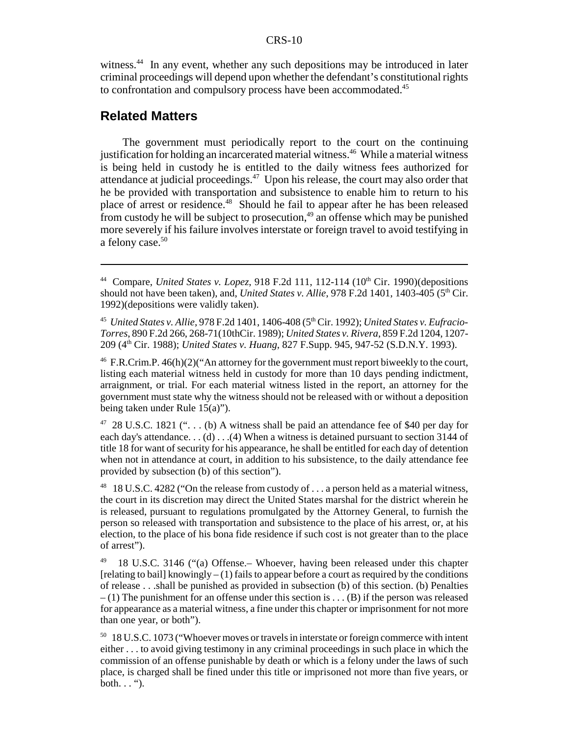witness.[44] In any event, whether any such depositions may be introduced in later criminal proceedings will depend upon whether the defendant's constitutional rights to confrontation and compulsory process have been accommodated.[45]

## Related Matters

The government must periodically report to the court on the continuing justification for holding an incarcerated material witness.[46] While a material witness is being held in custody he is entitled to the daily witness fees authorized for attendance at judicial proceedings.[47] Upon his release, the court may also order that he be provided with transportation and subsistence to enable him to return to his place of arrest or residence.[48] Should he fail to appear after he has been released from custody he will be subject to prosecution,[49] an offense which may be punished more severely if his failure involves interstate or foreign travel to avoid testifying in a felony case.[50]

---

[44] Compare, *United States v. Lopez*, 918 F.2d 111, 112-114 (10th Cir. 1990)(depositions should not have been taken), and, *United States v. Allie*, 978 F.2d 1401, 1403-405 (5th Cir. 1992)(depositions were validly taken).

[45] *United States v. Allie*, 978 F.2d 1401, 1406-408 (5th Cir. 1992); *United States v. Eufracio-Torres*, 890 F.2d 266, 268-71(10thCir. 1989); *United States v. Rivera*, 859 F.2d 1204, 1207-209 (4th Cir. 1988); *United States v. Huang*, 827 F.Supp. 945, 947-52 (S.D.N.Y. 1993).

[46] F.R.Crim.P. 46(h)(2)("An attorney for the government must report biweekly to the court, listing each material witness held in custody for more than 10 days pending indictment, arraignment, or trial. For each material witness listed in the report, an attorney for the government must state why the witness should not be released with or without a deposition being taken under Rule 15(a)").

[47] 28 U.S.C. 1821 (". . . (b) A witness shall be paid an attendance fee of $40 per day for each day's attendance. . . (d) . . .(4) When a witness is detained pursuant to section 3144 of title 18 for want of security for his appearance, he shall be entitled for each day of detention when not in attendance at court, in addition to his subsistence, to the daily attendance fee provided by subsection (b) of this section").

[48] 18 U.S.C. 4282 ("On the release from custody of . . . a person held as a material witness, the court in its discretion may direct the United States marshal for the district wherein he is released, pursuant to regulations promulgated by the Attorney General, to furnish the person so released with transportation and subsistence to the place of his arrest, or, at his election, to the place of his bona fide residence if such cost is not greater than to the place of arrest").

[49] 18 U.S.C. 3146 ("(a) Offense.– Whoever, having been released under this chapter [relating to bail] knowingly – (1) fails to appear before a court as required by the conditions of release . . .shall be punished as provided in subsection (b) of this section. (b) Penalties – (1) The punishment for an offense under this section is . . . (B) if the person was released for appearance as a material witness, a fine under this chapter or imprisonment for not more than one year, or both").

[50] 18 U.S.C. 1073 ("Whoever moves or travels in interstate or foreign commerce with intent either . . . to avoid giving testimony in any criminal proceedings in such place in which the commission of an offense punishable by death or which is a felony under the laws of such place, is charged shall be fined under this title or imprisoned not more than five years, or both. . . ").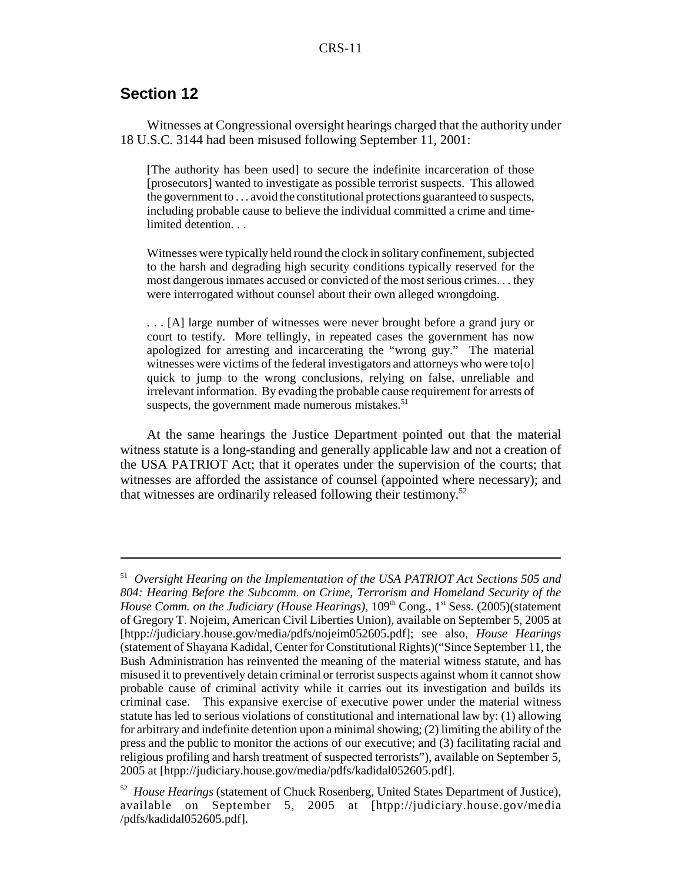## Section 12

Witnesses at Congressional oversight hearings charged that the authority under 18 U.S.C. 3144 had been misused following September 11, 2001:

> [The authority has been used] to secure the indefinite incarceration of those [prosecutors] wanted to investigate as possible terrorist suspects. This allowed the government to . . . avoid the constitutional protections guaranteed to suspects, including probable cause to believe the individual committed a crime and time-limited detention. . .
>
> Witnesses were typically held round the clock in solitary confinement, subjected to the harsh and degrading high security conditions typically reserved for the most dangerous inmates accused or convicted of the most serious crimes. . . they were interrogated without counsel about their own alleged wrongdoing.
>
> . . . [A] large number of witnesses were never brought before a grand jury or court to testify. More tellingly, in repeated cases the government has now apologized for arresting and incarcerating the "wrong guy." The material witnesses were victims of the federal investigators and attorneys who were to[o] quick to jump to the wrong conclusions, relying on false, unreliable and irrelevant information. By evading the probable cause requirement for arrests of suspects, the government made numerous mistakes.[51]

At the same hearings the Justice Department pointed out that the material witness statute is a long-standing and generally applicable law and not a creation of the USA PATRIOT Act; that it operates under the supervision of the courts; that witnesses are afforded the assistance of counsel (appointed where necessary); and that witnesses are ordinarily released following their testimony.[52]

---

[51] *Oversight Hearing on the Implementation of the USA PATRIOT Act Sections 505 and 804: Hearing Before the Subcomm. on Crime, Terrorism and Homeland Security of the House Comm. on the Judiciary (House Hearings)*, 109th Cong., 1st Sess. (2005)(statement of Gregory T. Nojeim, American Civil Liberties Union), available on September 5, 2005 at [htpp://judiciary.house.gov/media/pdfs/nojeim052605.pdf]; see also, *House Hearings* (statement of Shayana Kadidal, Center for Constitutional Rights)("Since September 11, the Bush Administration has reinvented the meaning of the material witness statute, and has misused it to preventively detain criminal or terrorist suspects against whom it cannot show probable cause of criminal activity while it carries out its investigation and builds its criminal case. This expansive exercise of executive power under the material witness statute has led to serious violations of constitutional and international law by: (1) allowing for arbitrary and indefinite detention upon a minimal showing; (2) limiting the ability of the press and the public to monitor the actions of our executive; and (3) facilitating racial and religious profiling and harsh treatment of suspected terrorists"), available on September 5, 2005 at [htpp://judiciary.house.gov/media/pdfs/kadidal052605.pdf].

[52] *House Hearings* (statement of Chuck Rosenberg, United States Department of Justice), available on September 5, 2005 at [htpp://judiciary.house.gov/media/pdfs/kadidal052605.pdf].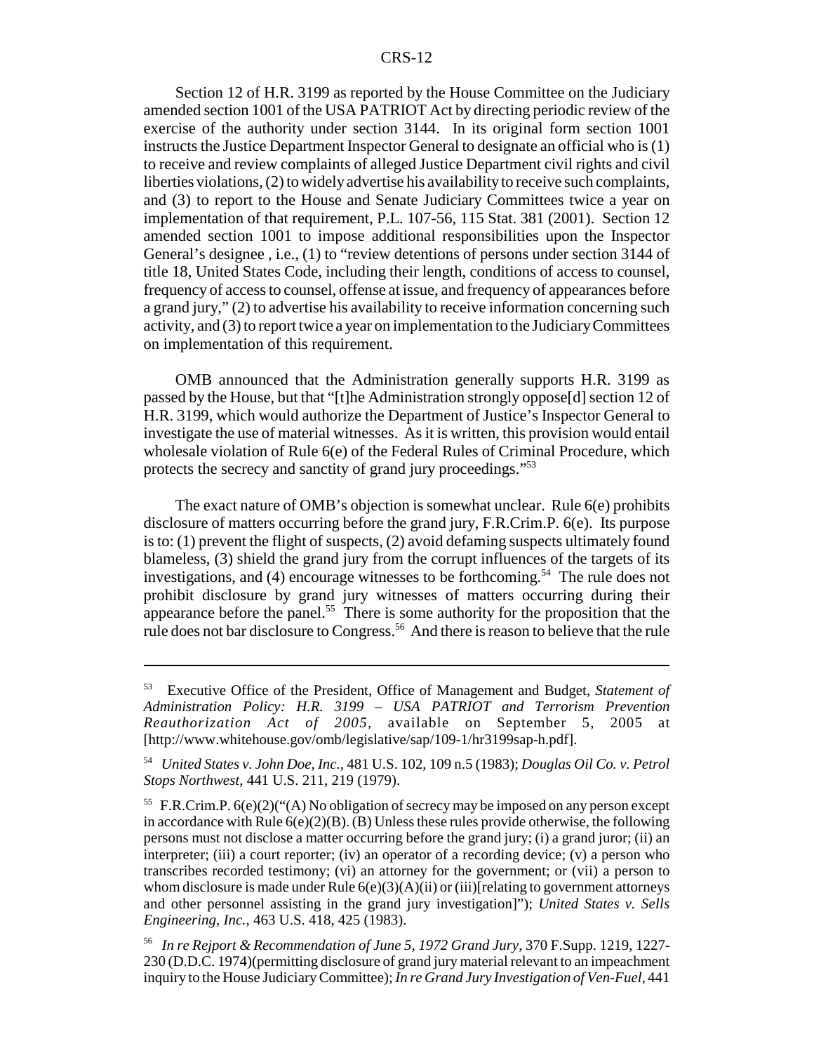Section 12 of H.R. 3199 as reported by the House Committee on the Judiciary amended section 1001 of the USA PATRIOT Act by directing periodic review of the exercise of the authority under section 3144. In its original form section 1001 instructs the Justice Department Inspector General to designate an official who is (1) to receive and review complaints of alleged Justice Department civil rights and civil liberties violations, (2) to widely advertise his availability to receive such complaints, and (3) to report to the House and Senate Judiciary Committees twice a year on implementation of that requirement, P.L. 107-56, 115 Stat. 381 (2001). Section 12 amended section 1001 to impose additional responsibilities upon the Inspector General's designee , i.e., (1) to "review detentions of persons under section 3144 of title 18, United States Code, including their length, conditions of access to counsel, frequency of access to counsel, offense at issue, and frequency of appearances before a grand jury," (2) to advertise his availability to receive information concerning such activity, and (3) to report twice a year on implementation to the Judiciary Committees on implementation of this requirement.

OMB announced that the Administration generally supports H.R. 3199 as passed by the House, but that "[t]he Administration strongly oppose[d] section 12 of H.R. 3199, which would authorize the Department of Justice's Inspector General to investigate the use of material witnesses. As it is written, this provision would entail wholesale violation of Rule 6(e) of the Federal Rules of Criminal Procedure, which protects the secrecy and sanctity of grand jury proceedings."[53]

The exact nature of OMB's objection is somewhat unclear. Rule 6(e) prohibits disclosure of matters occurring before the grand jury, F.R.Crim.P. 6(e). Its purpose is to: (1) prevent the flight of suspects, (2) avoid defaming suspects ultimately found blameless, (3) shield the grand jury from the corrupt influences of the targets of its investigations, and (4) encourage witnesses to be forthcoming.[54] The rule does not prohibit disclosure by grand jury witnesses of matters occurring during their appearance before the panel.[55] There is some authority for the proposition that the rule does not bar disclosure to Congress.[56] And there is reason to believe that the rule

---

[53] Executive Office of the President, Office of Management and Budget, *Statement of Administration Policy: H.R. 3199 – USA PATRIOT and Terrorism Prevention Reauthorization Act of 2005*, available on September 5, 2005 at [http://www.whitehouse.gov/omb/legislative/sap/109-1/hr3199sap-h.pdf].

[54] *United States v. John Doe, Inc.*, 481 U.S. 102, 109 n.5 (1983); *Douglas Oil Co. v. Petrol Stops Northwest*, 441 U.S. 211, 219 (1979).

[55] F.R.Crim.P. 6(e)(2)("(A) No obligation of secrecy may be imposed on any person except in accordance with Rule 6(e)(2)(B). (B) Unless these rules provide otherwise, the following persons must not disclose a matter occurring before the grand jury; (i) a grand juror; (ii) an interpreter; (iii) a court reporter; (iv) an operator of a recording device; (v) a person who transcribes recorded testimony; (vi) an attorney for the government; or (vii) a person to whom disclosure is made under Rule 6(e)(3)(A)(ii) or (iii)[relating to government attorneys and other personnel assisting in the grand jury investigation]"); *United States v. Sells Engineering, Inc.*, 463 U.S. 418, 425 (1983).

[56] *In re Rejport & Recommendation of June 5, 1972 Grand Jury*, 370 F.Supp. 1219, 1227-230 (D.D.C. 1974)(permitting disclosure of grand jury material relevant to an impeachment inquiry to the House Judiciary Committee); *In re Grand Jury Investigation of Ven-Fuel*, 441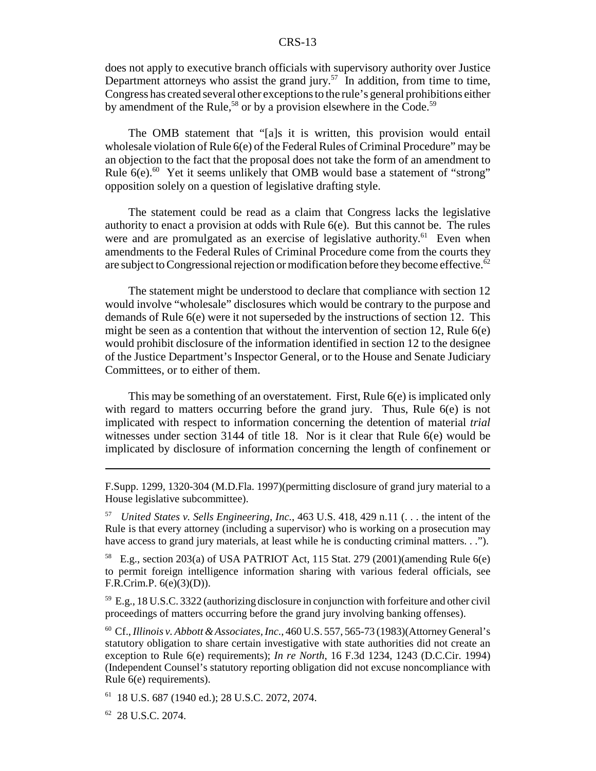does not apply to executive branch officials with supervisory authority over Justice Department attorneys who assist the grand jury.[57] In addition, from time to time, Congress has created several other exceptions to the rule's general prohibitions either by amendment of the Rule,[58] or by a provision elsewhere in the Code.[59]

The OMB statement that "[a]s it is written, this provision would entail wholesale violation of Rule 6(e) of the Federal Rules of Criminal Procedure" may be an objection to the fact that the proposal does not take the form of an amendment to Rule 6(e).[60] Yet it seems unlikely that OMB would base a statement of "strong" opposition solely on a question of legislative drafting style.

The statement could be read as a claim that Congress lacks the legislative authority to enact a provision at odds with Rule 6(e). But this cannot be. The rules were and are promulgated as an exercise of legislative authority.[61] Even when amendments to the Federal Rules of Criminal Procedure come from the courts they are subject to Congressional rejection or modification before they become effective.[62]

The statement might be understood to declare that compliance with section 12 would involve "wholesale" disclosures which would be contrary to the purpose and demands of Rule 6(e) were it not superseded by the instructions of section 12. This might be seen as a contention that without the intervention of section 12, Rule 6(e) would prohibit disclosure of the information identified in section 12 to the designee of the Justice Department's Inspector General, or to the House and Senate Judiciary Committees, or to either of them.

This may be something of an overstatement. First, Rule 6(e) is implicated only with regard to matters occurring before the grand jury. Thus, Rule 6(e) is not implicated with respect to information concerning the detention of material *trial* witnesses under section 3144 of title 18. Nor is it clear that Rule 6(e) would be implicated by disclosure of information concerning the length of confinement or

---

F.Supp. 1299, 1320-304 (M.D.Fla. 1997)(permitting disclosure of grand jury material to a House legislative subcommittee).

[57] *United States v. Sells Engineering, Inc.*, 463 U.S. 418, 429 n.11 (. . . the intent of the Rule is that every attorney (including a supervisor) who is working on a prosecution may have access to grand jury materials, at least while he is conducting criminal matters. . .").

[58] E.g., section 203(a) of USA PATRIOT Act, 115 Stat. 279 (2001)(amending Rule 6(e) to permit foreign intelligence information sharing with various federal officials, see F.R.Crim.P. 6(e)(3)(D)).

[59] E.g., 18 U.S.C. 3322 (authorizing disclosure in conjunction with forfeiture and other civil proceedings of matters occurring before the grand jury involving banking offenses).

[60] Cf., *Illinois v. Abbott & Associates, Inc.*, 460 U.S. 557, 565-73 (1983)(Attorney General's statutory obligation to share certain investigative with state authorities did not create an exception to Rule 6(e) requirements); *In re North*, 16 F.3d 1234, 1243 (D.C.Cir. 1994) (Independent Counsel's statutory reporting obligation did not excuse noncompliance with Rule 6(e) requirements).

[61] 18 U.S. 687 (1940 ed.); 28 U.S.C. 2072, 2074.

[62] 28 U.S.C. 2074.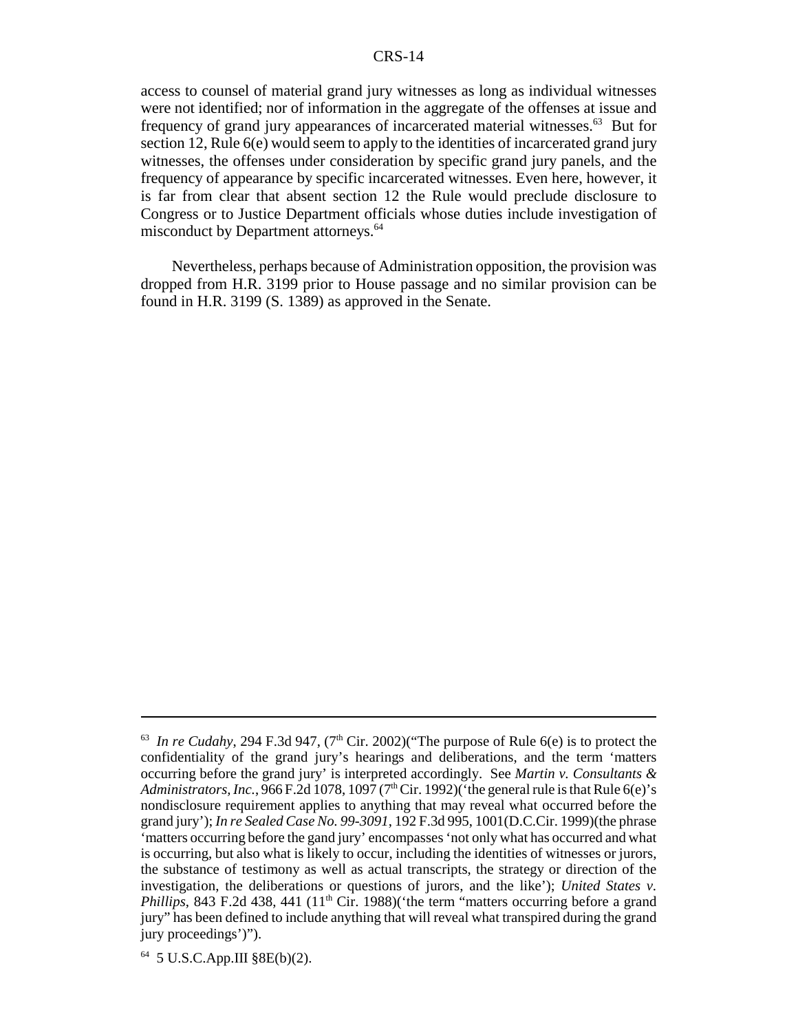access to counsel of material grand jury witnesses as long as individual witnesses were not identified; nor of information in the aggregate of the offenses at issue and frequency of grand jury appearances of incarcerated material witnesses.[63] But for section 12, Rule 6(e) would seem to apply to the identities of incarcerated grand jury witnesses, the offenses under consideration by specific grand jury panels, and the frequency of appearance by specific incarcerated witnesses. Even here, however, it is far from clear that absent section 12 the Rule would preclude disclosure to Congress or to Justice Department officials whose duties include investigation of misconduct by Department attorneys.[64]

Nevertheless, perhaps because of Administration opposition, the provision was dropped from H.R. 3199 prior to House passage and no similar provision can be found in H.R. 3199 (S. 1389) as approved in the Senate.

---

[63] *In re Cudahy*, 294 F.3d 947, (7th Cir. 2002)("The purpose of Rule 6(e) is to protect the confidentiality of the grand jury's hearings and deliberations, and the term 'matters occurring before the grand jury' is interpreted accordingly. See *Martin v. Consultants & Administrators, Inc.*, 966 F.2d 1078, 1097 (7th Cir. 1992)('the general rule is that Rule 6(e)'s nondisclosure requirement applies to anything that may reveal what occurred before the grand jury'); *In re Sealed Case No. 99-3091*, 192 F.3d 995, 1001(D.C.Cir. 1999)(the phrase 'matters occurring before the gand jury' encompasses 'not only what has occurred and what is occurring, but also what is likely to occur, including the identities of witnesses or jurors, the substance of testimony as well as actual transcripts, the strategy or direction of the investigation, the deliberations or questions of jurors, and the like'); *United States v. Phillips*, 843 F.2d 438, 441 (11th Cir. 1988)('the term "matters occurring before a grand jury" has been defined to include anything that will reveal what transpired during the grand jury proceedings')").

[64] 5 U.S.C.App.III §8E(b)(2).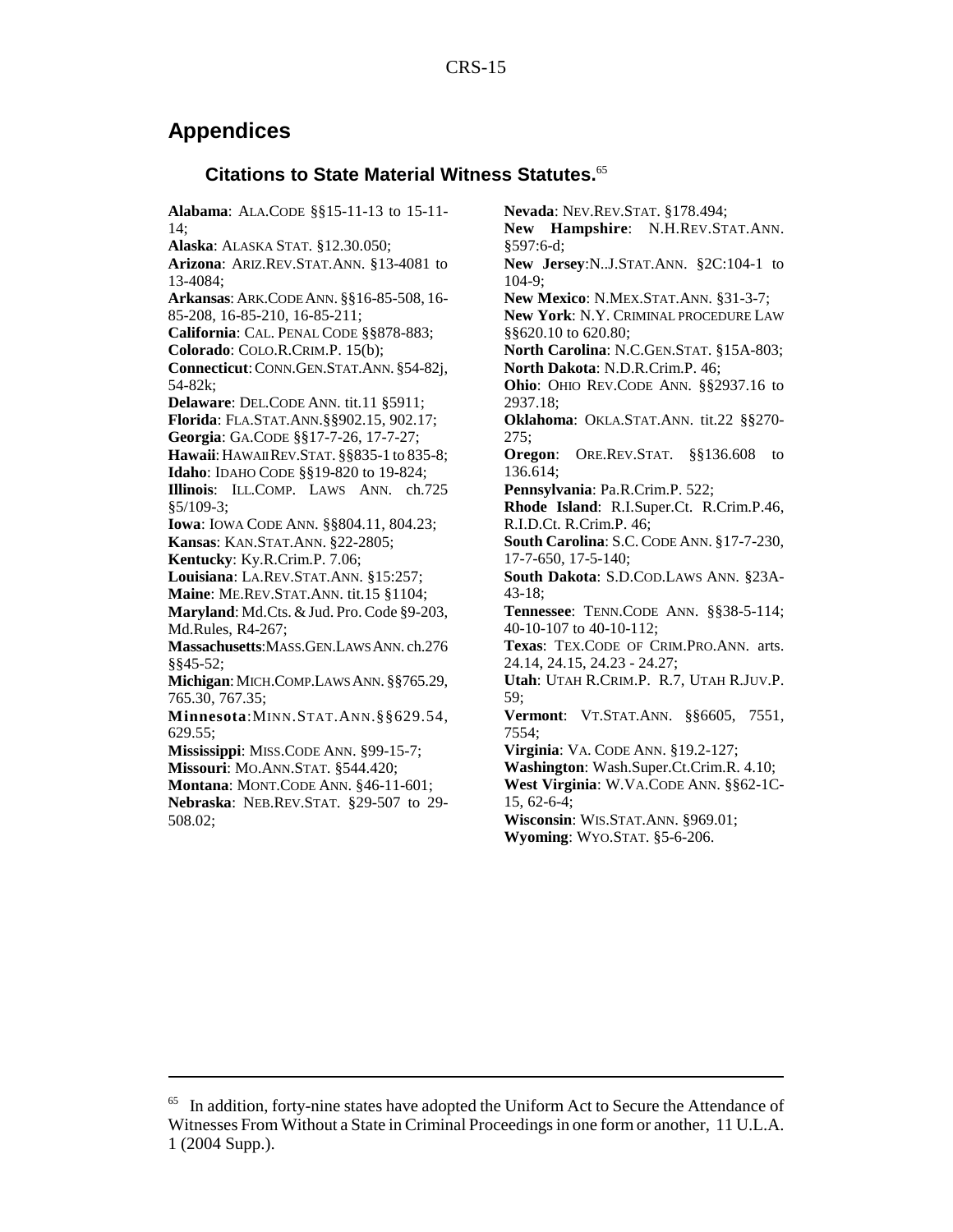# Appendices

## Citations to State Material Witness Statutes.[65]

**Alabama**: ALA.CODE §§15-11-13 to 15-11-14;
**Alaska**: ALASKA STAT. §12.30.050;
**Arizona**: ARIZ.REV.STAT.ANN. §13-4081 to 13-4084;
**Arkansas**: ARK.CODE ANN. §§16-85-508, 16-85-208, 16-85-210, 16-85-211;
**California**: CAL. PENAL CODE §§878-883;
**Colorado**: COLO.R.CRIM.P. 15(b);
**Connecticut**: CONN.GEN.STAT.ANN. §54-82j, 54-82k;
**Delaware**: DEL.CODE ANN. tit.11 §5911;
**Florida**: FLA.STAT.ANN.§§902.15, 902.17;
**Georgia**: GA.CODE §§17-7-26, 17-7-27;
**Hawaii**: HAWAII REV.STAT. §§835-1 to 835-8;
**Idaho**: IDAHO CODE §§19-820 to 19-824;
**Illinois**: ILL.COMP. LAWS ANN. ch.725 §5/109-3;
**Iowa**: IOWA CODE ANN. §§804.11, 804.23;
**Kansas**: KAN.STAT.ANN. §22-2805;
**Kentucky**: Ky.R.Crim.P. 7.06;
**Louisiana**: LA.REV.STAT.ANN. §15:257;
**Maine**: ME.REV.STAT.ANN. tit.15 §1104;
**Maryland**: Md.Cts. & Jud. Pro. Code §9-203, Md.Rules, R4-267;
**Massachusetts**: MASS.GEN.LAWS ANN. ch.276 §§45-52;
**Michigan**: MICH.COMP.LAWS ANN. §§765.29, 765.30, 767.35;
**Minnesota**: MINN.STAT.ANN.§§629.54, 629.55;
**Mississippi**: MISS.CODE ANN. §99-15-7;
**Missouri**: MO.ANN.STAT. §544.420;
**Montana**: MONT.CODE ANN. §46-11-601;
**Nebraska**: NEB.REV.STAT. §29-507 to 29-508.02;
**Nevada**: NEV.REV.STAT. §178.494;
**New Hampshire**: N.H.REV.STAT.ANN. §597:6-d;
**New Jersey**: N..J.STAT.ANN. §2C:104-1 to 104-9;
**New Mexico**: N.MEX.STAT.ANN. §31-3-7;
**New York**: N.Y. CRIMINAL PROCEDURE LAW §§620.10 to 620.80;
**North Carolina**: N.C.GEN.STAT. §15A-803;
**North Dakota**: N.D.R.Crim.P. 46;
**Ohio**: OHIO REV.CODE ANN. §§2937.16 to 2937.18;
**Oklahoma**: OKLA.STAT.ANN. tit.22 §§270-275;
**Oregon**: ORE.REV.STAT. §§136.608 to 136.614;
**Pennsylvania**: Pa.R.Crim.P. 522;
**Rhode Island**: R.I.Super.Ct. R.Crim.P.46, R.I.D.Ct. R.Crim.P. 46;
**South Carolina**: S.C. CODE ANN. §17-7-230, 17-7-650, 17-5-140;
**South Dakota**: S.D.COD.LAWS ANN. §23A-43-18;
**Tennessee**: TENN.CODE ANN. §§38-5-114; 40-10-107 to 40-10-112;
**Texas**: TEX.CODE OF CRIM.PRO.ANN. arts. 24.14, 24.15, 24.23 - 24.27;
**Utah**: UTAH R.CRIM.P. R.7, UTAH R.JUV.P. 59;
**Vermont**: VT.STAT.ANN. §§6605, 7551, 7554;
**Virginia**: VA. CODE ANN. §19.2-127;
**Washington**: Wash.Super.Ct.Crim.R. 4.10;
**West Virginia**: W.VA.CODE ANN. §§62-1C-15, 62-6-4;
**Wisconsin**: WIS.STAT.ANN. §969.01;
**Wyoming**: WYO.STAT. §5-6-206.

---

[65] In addition, forty-nine states have adopted the Uniform Act to Secure the Attendance of Witnesses From Without a State in Criminal Proceedings in one form or another, 11 U.L.A. 1 (2004 Supp.).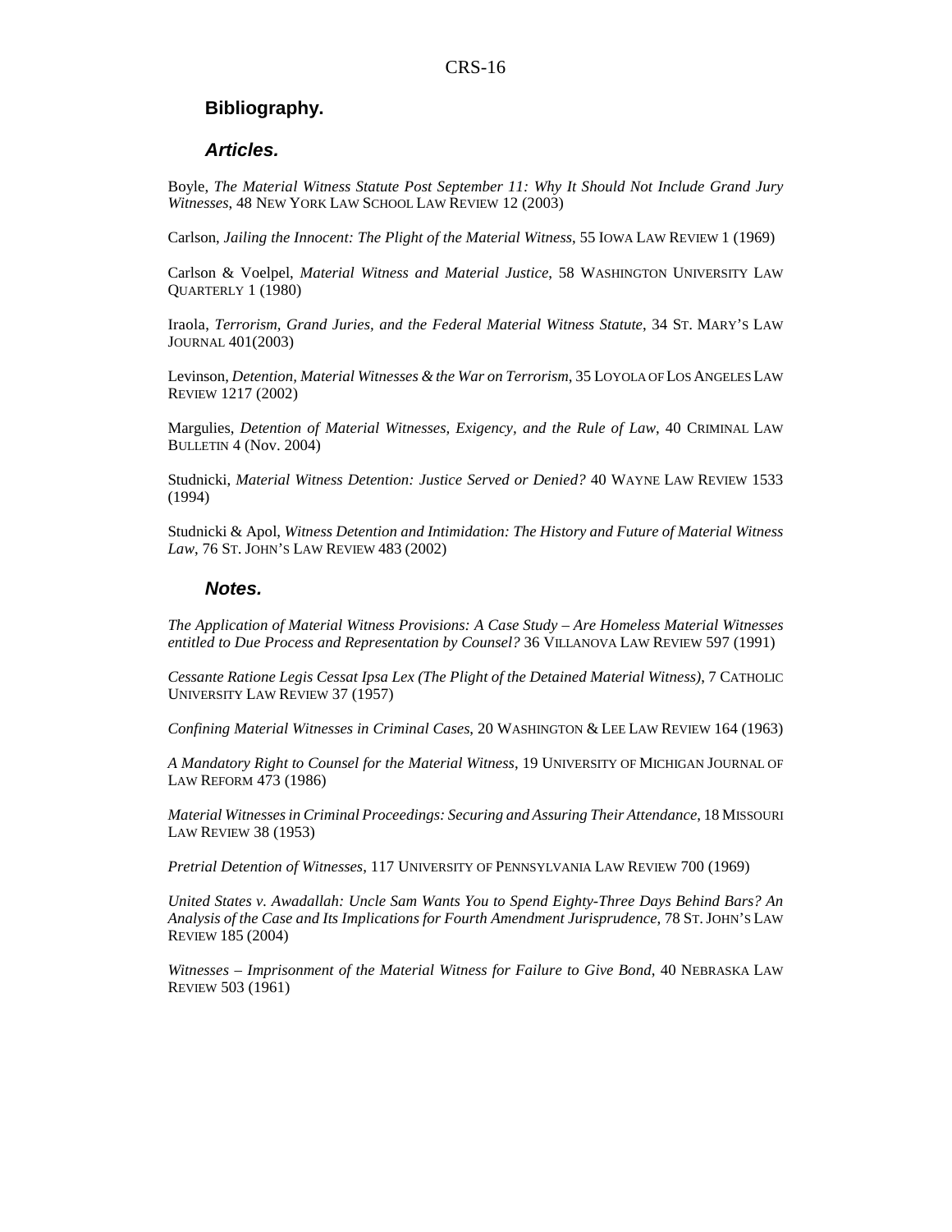## Bibliography.

### *Articles.*

Boyle, *The Material Witness Statute Post September 11: Why It Should Not Include Grand Jury Witnesses*, 48 NEW YORK LAW SCHOOL LAW REVIEW 12 (2003)

Carlson, *Jailing the Innocent: The Plight of the Material Witness*, 55 IOWA LAW REVIEW 1 (1969)

Carlson & Voelpel, *Material Witness and Material Justice*, 58 WASHINGTON UNIVERSITY LAW QUARTERLY 1 (1980)

Iraola, *Terrorism, Grand Juries, and the Federal Material Witness Statute*, 34 ST. MARY'S LAW JOURNAL 401(2003)

Levinson, *Detention, Material Witnesses & the War on Terrorism*, 35 LOYOLA OF LOS ANGELES LAW REVIEW 1217 (2002)

Margulies, *Detention of Material Witnesses, Exigency, and the Rule of Law*, 40 CRIMINAL LAW BULLETIN 4 (Nov. 2004)

Studnicki, *Material Witness Detention: Justice Served or Denied?* 40 WAYNE LAW REVIEW 1533 (1994)

Studnicki & Apol, *Witness Detention and Intimidation: The History and Future of Material Witness Law*, 76 ST. JOHN'S LAW REVIEW 483 (2002)

### *Notes.*

*The Application of Material Witness Provisions: A Case Study – Are Homeless Material Witnesses entitled to Due Process and Representation by Counsel?* 36 VILLANOVA LAW REVIEW 597 (1991)

*Cessante Ratione Legis Cessat Ipsa Lex (The Plight of the Detained Material Witness)*, 7 CATHOLIC UNIVERSITY LAW REVIEW 37 (1957)

*Confining Material Witnesses in Criminal Cases*, 20 WASHINGTON & LEE LAW REVIEW 164 (1963)

*A Mandatory Right to Counsel for the Material Witness*, 19 UNIVERSITY OF MICHIGAN JOURNAL OF LAW REFORM 473 (1986)

*Material Witnesses in Criminal Proceedings: Securing and Assuring Their Attendance*, 18 MISSOURI LAW REVIEW 38 (1953)

*Pretrial Detention of Witnesses*, 117 UNIVERSITY OF PENNSYLVANIA LAW REVIEW 700 (1969)

*United States v. Awadallah: Uncle Sam Wants You to Spend Eighty-Three Days Behind Bars? An Analysis of the Case and Its Implications for Fourth Amendment Jurisprudence*, 78 ST. JOHN'S LAW REVIEW 185 (2004)

*Witnesses – Imprisonment of the Material Witness for Failure to Give Bond*, 40 NEBRASKA LAW REVIEW 503 (1961)